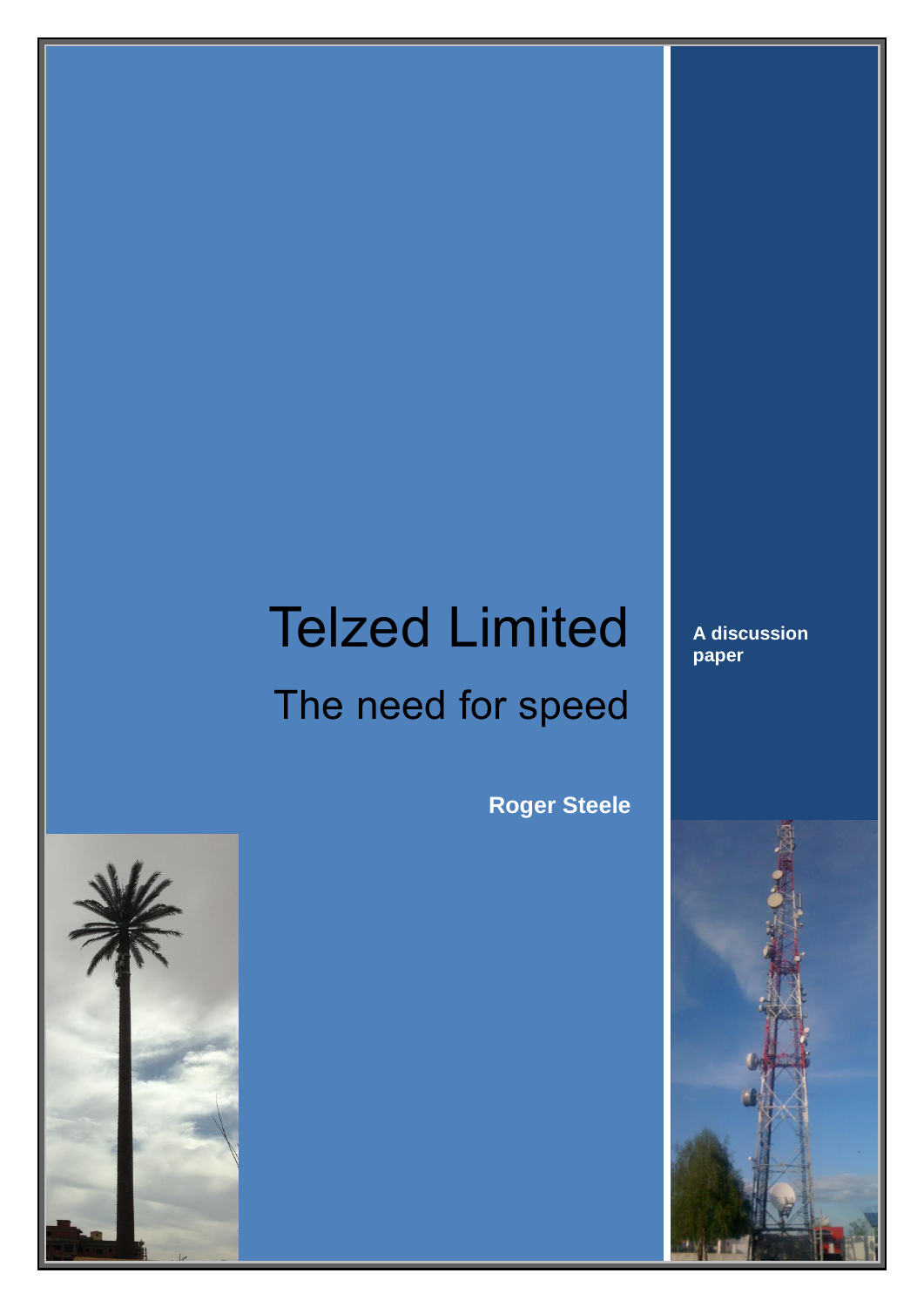# Telzed Limited

## The need for speed

**Roger Steele**

**A discussion paper**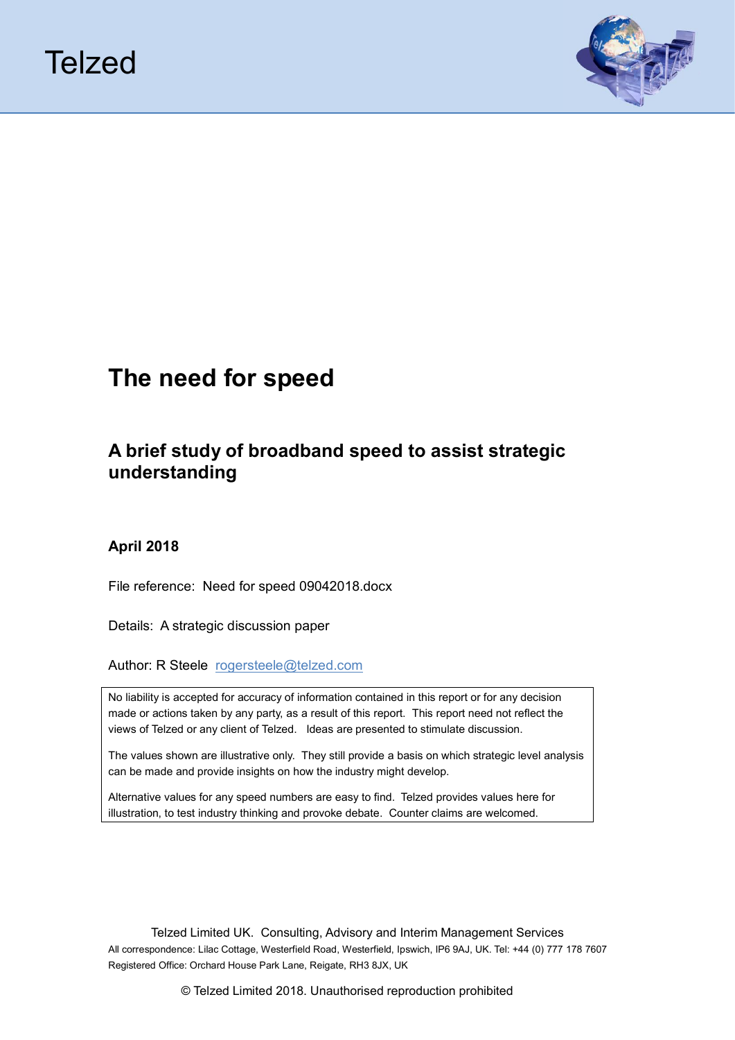Telzed

# The need for speed

## A brief study of broadband speed to assist strategic understanding

**April 2018**

File reference: Need for speed 09042018.docx

Details: A strategic discussion paper

Author: R Steele rogersteele@telzed.com

No liability is accepted for accuracy of information contained in this report or for any decision made or actions taken by any party, as a result of this report. This report need not reflect the views of Telzed or any client of Telzed. Ideas are presented to stimulate discussion.

The values shown are illustrative only. They still provide a basis on which strategic level analysis can be made and provide insights on how the industry might develop.

Alternative values for any speed numbers are easy to find. Telzed provides values here for illustration, to test industry thinking and provoke debate. Counter claims are welcomed.

Telzed Limited UK. Consulting, Advisory and Interim Management Services

All correspondence: Lilac Cottage, Westerfield Road, Westerfield, Ipswich, IP6 9AJ, UK. Tel: +44 (0) 777 178 7607

Registered Office: Orchard House Park Lane, Reigate, RH3 8JX, UK

© Telzed Limited 2018. Unauthorised reproduction prohibited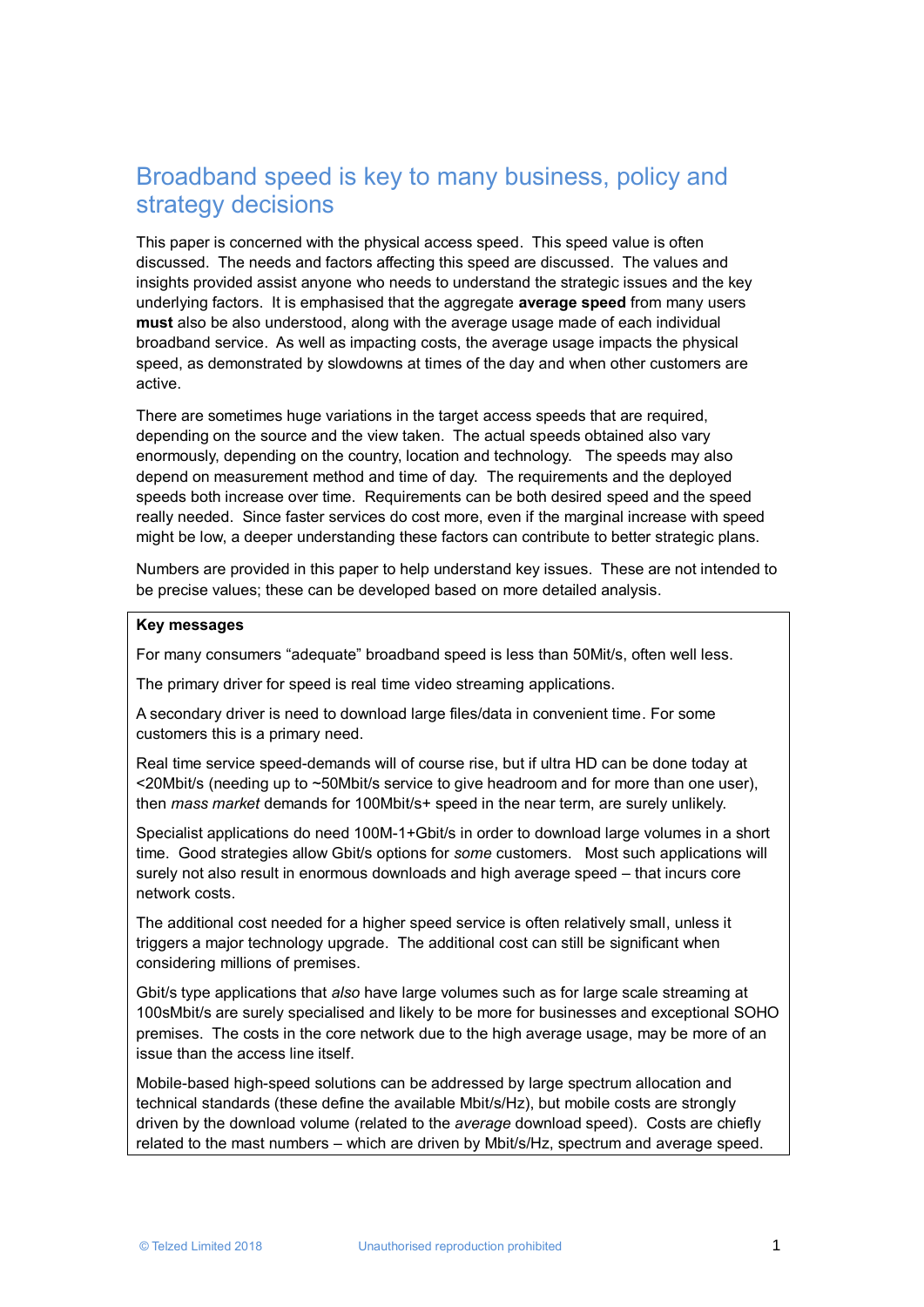# Broadband speed is key to many business, policy and strategy decisions

This paper is concerned with the physical access speed. This speed value is often discussed. The needs and factors affecting this speed are discussed. The values and insights provided assist anyone who needs to understand the strategic issues and the key underlying factors. It is emphasised that the aggregate **average speed** from many users **must** also be also understood, along with the average usage made of each individual broadband service. As well as impacting costs, the average usage impacts the physical speed, as demonstrated by slowdowns at times of the day and when other customers are active.

There are sometimes huge variations in the target access speeds that are required, depending on the source and the view taken. The actual speeds obtained also vary enormously, depending on the country, location and technology. The speeds may also depend on measurement method and time of day. The requirements and the deployed speeds both increase over time. Requirements can be both desired speed and the speed really needed. Since faster services do cost more, even if the marginal increase with speed might be low, a deeper understanding these factors can contribute to better strategic plans.

Numbers are provided in this paper to help understand key issues. These are not intended to be precise values; these can be developed based on more detailed analysis.

**Key messages**

For many consumers "adequate" broadband speed is less than 50Mit/s, often well less.

The primary driver for speed is real time video streaming applications.

A secondary driver is need to download large files/data in convenient time. For some customers this is a primary need.

Real time service speed-demands will of course rise, but if ultra HD can be done today at <20Mbit/s (needing up to ~50Mbit/s service to give headroom and for more than one user), then *mass market* demands for 100Mbit/s+ speed in the near term, are surely unlikely.

Specialist applications do need 100M-1+Gbit/s in order to download large volumes in a short time. Good strategies allow Gbit/s options for *some* customers. Most such applications will surely not also result in enormous downloads and high average speed – that incurs core network costs.

The additional cost needed for a higher speed service is often relatively small, unless it triggers a major technology upgrade. The additional cost can still be significant when considering millions of premises.

Gbit/s type applications that *also* have large volumes such as for large scale streaming at 100sMbit/s are surely specialised and likely to be more for businesses and exceptional SOHO premises. The costs in the core network due to the high average usage, may be more of an issue than the access line itself.

Mobile-based high-speed solutions can be addressed by large spectrum allocation and technical standards (these define the available Mbit/s/Hz), but mobile costs are strongly driven by the download volume (related to the *average* download speed). Costs are chiefly related to the mast numbers – which are driven by Mbit/s/Hz, spectrum and average speed.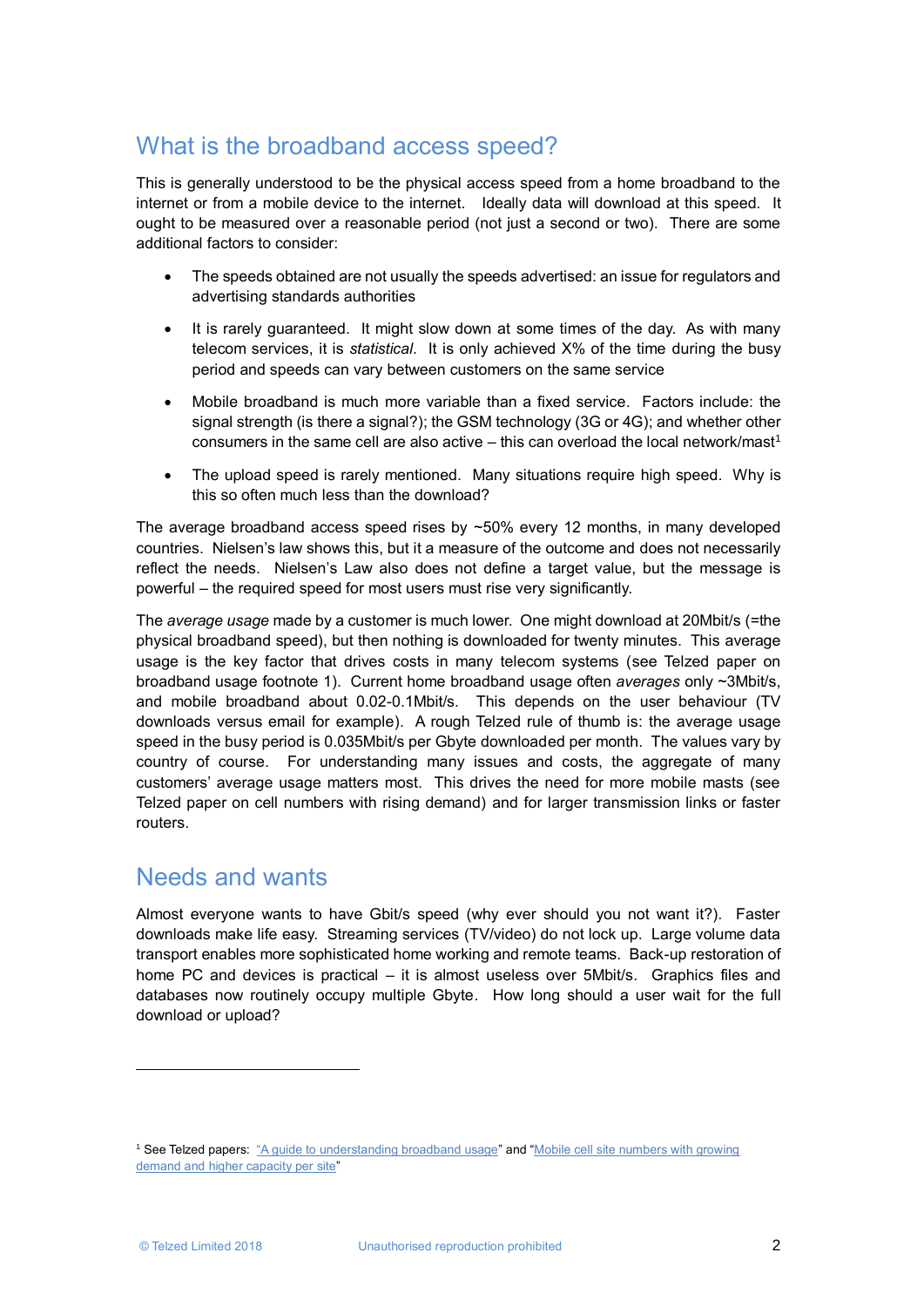## What is the broadband access speed?

This is generally understood to be the physical access speed from a home broadband to the internet or from a mobile device to the internet. Ideally data will download at this speed. It ought to be measured over a reasonable period (not just a second or two). There are some additional factors to consider:

- The speeds obtained are not usually the speeds advertised: an issue for regulators and advertising standards authorities
- It is rarely guaranteed. It might slow down at some times of the day. As with many telecom services, it is *statistical*. It is only achieved X% of the time during the busy period and speeds can vary between customers on the same service
- Mobile broadband is much more variable than a fixed service. Factors include: the signal strength (is there a signal?); the GSM technology (3G or 4G); and whether other consumers in the same cell are also active – this can overload the local network/mast[1]
- The upload speed is rarely mentioned. Many situations require high speed. Why is this so often much less than the download?

The average broadband access speed rises by ~50% every 12 months, in many developed countries. Nielsen's law shows this, but it a measure of the outcome and does not necessarily reflect the needs. Nielsen's Law also does not define a target value, but the message is powerful – the required speed for most users must rise very significantly.

The *average usage* made by a customer is much lower. One might download at 20Mbit/s (=the physical broadband speed), but then nothing is downloaded for twenty minutes. This average usage is the key factor that drives costs in many telecom systems (see Telzed paper on broadband usage footnote 1). Current home broadband usage often *averages* only ~3Mbit/s, and mobile broadband about 0.02-0.1Mbit/s. This depends on the user behaviour (TV downloads versus email for example). A rough Telzed rule of thumb is: the average usage speed in the busy period is 0.035Mbit/s per Gbyte downloaded per month. The values vary by country of course. For understanding many issues and costs, the aggregate of many customers' average usage matters most. This drives the need for more mobile masts (see Telzed paper on cell numbers with rising demand) and for larger transmission links or faster routers.

## Needs and wants

Almost everyone wants to have Gbit/s speed (why ever should you not want it?). Faster downloads make life easy. Streaming services (TV/video) do not lock up. Large volume data transport enables more sophisticated home working and remote teams. Back-up restoration of home PC and devices is practical – it is almost useless over 5Mbit/s. Graphics files and databases now routinely occupy multiple Gbyte. How long should a user wait for the full download or upload?

---

[1] See Telzed papers: "A guide to understanding broadband usage" and "Mobile cell site numbers with growing demand and higher capacity per site"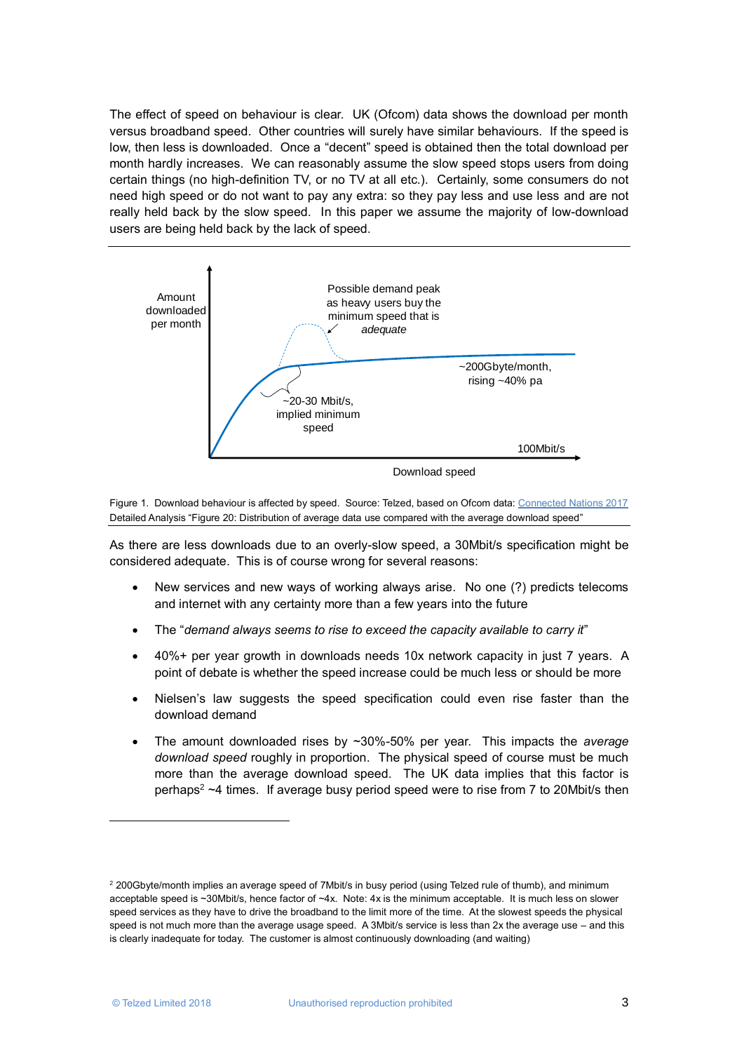The effect of speed on behaviour is clear. UK (Ofcom) data shows the download per month versus broadband speed. Other countries will surely have similar behaviours. If the speed is low, then less is downloaded. Once a "decent" speed is obtained then the total download per month hardly increases. We can reasonably assume the slow speed stops users from doing certain things (no high-definition TV, or no TV at all etc.). Certainly, some consumers do not need high speed or do not want to pay any extra: so they pay less and use less and are not really held back by the slow speed. In this paper we assume the majority of low-download users are being held back by the lack of speed.

Amount downloaded per month

Possible demand peak as heavy users buy the minimum speed that is *adequate*

~200Gbyte/month, rising ~40% pa

~20-30 Mbit/s, implied minimum speed

100Mbit/s

Download speed

Figure 1. Download behaviour is affected by speed. Source: Telzed, based on Ofcom data: Connected Nations 2017 Detailed Analysis "Figure 20: Distribution of average data use compared with the average download speed"

As there are less downloads due to an overly-slow speed, a 30Mbit/s specification might be considered adequate. This is of course wrong for several reasons:

- New services and new ways of working always arise. No one (?) predicts telecoms and internet with any certainty more than a few years into the future
- The "*demand always seems to rise to exceed the capacity available to carry it*"
- 40%+ per year growth in downloads needs 10x network capacity in just 7 years. A point of debate is whether the speed increase could be much less or should be more
- Nielsen's law suggests the speed specification could even rise faster than the download demand
- The amount downloaded rises by ~30%-50% per year. This impacts the *average download speed* roughly in proportion. The physical speed of course must be much more than the average download speed. The UK data implies that this factor is perhaps[2] ~4 times. If average busy period speed were to rise from 7 to 20Mbit/s then

---

[2] 200Gbyte/month implies an average speed of 7Mbit/s in busy period (using Telzed rule of thumb), and minimum acceptable speed is ~30Mbit/s, hence factor of ~4x. Note: 4x is the minimum acceptable. It is much less on slower speed services as they have to drive the broadband to the limit more of the time. At the slowest speeds the physical speed is not much more than the average usage speed. A 3Mbit/s service is less than 2x the average use – and this is clearly inadequate for today. The customer is almost continuously downloading (and waiting)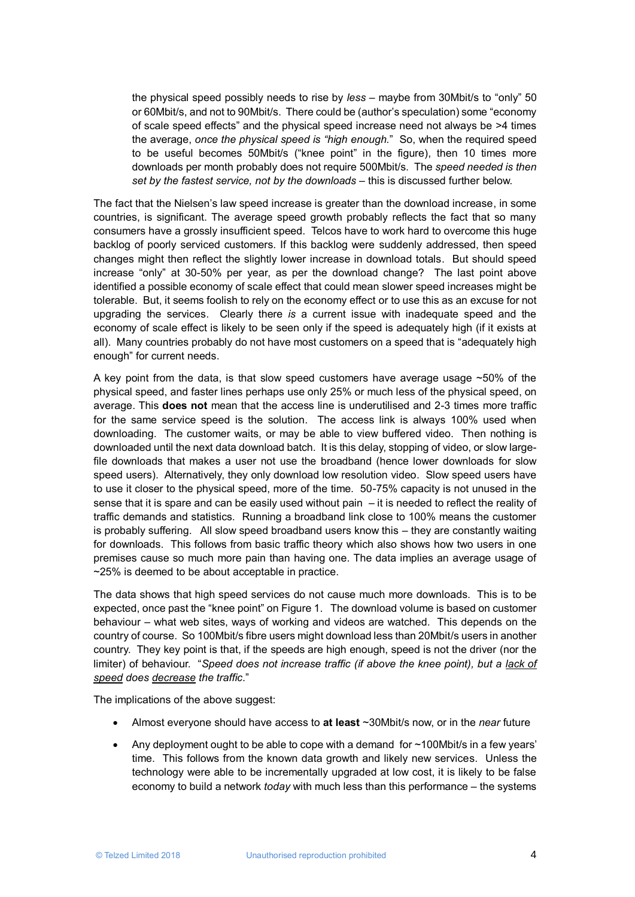the physical speed possibly needs to rise by *less* – maybe from 30Mbit/s to "only" 50 or 60Mbit/s, and not to 90Mbit/s. There could be (author's speculation) some "economy of scale speed effects" and the physical speed increase need not always be >4 times the average, *once the physical speed is "high enough."* So, when the required speed to be useful becomes 50Mbit/s ("knee point" in the figure), then 10 times more downloads per month probably does not require 500Mbit/s. The *speed needed is then set by the fastest service, not by the downloads* – this is discussed further below.

The fact that the Nielsen's law speed increase is greater than the download increase, in some countries, is significant. The average speed growth probably reflects the fact that so many consumers have a grossly insufficient speed. Telcos have to work hard to overcome this huge backlog of poorly serviced customers. If this backlog were suddenly addressed, then speed changes might then reflect the slightly lower increase in download totals. But should speed increase "only" at 30-50% per year, as per the download change? The last point above identified a possible economy of scale effect that could mean slower speed increases might be tolerable. But, it seems foolish to rely on the economy effect or to use this as an excuse for not upgrading the services. Clearly there *is* a current issue with inadequate speed and the economy of scale effect is likely to be seen only if the speed is adequately high (if it exists at all). Many countries probably do not have most customers on a speed that is "adequately high enough" for current needs.

A key point from the data, is that slow speed customers have average usage ~50% of the physical speed, and faster lines perhaps use only 25% or much less of the physical speed, on average. This **does not** mean that the access line is underutilised and 2-3 times more traffic for the same service speed is the solution. The access link is always 100% used when downloading. The customer waits, or may be able to view buffered video. Then nothing is downloaded until the next data download batch. It is this delay, stopping of video, or slow large-file downloads that makes a user not use the broadband (hence lower downloads for slow speed users). Alternatively, they only download low resolution video. Slow speed users have to use it closer to the physical speed, more of the time. 50-75% capacity is not unused in the sense that it is spare and can be easily used without pain – it is needed to reflect the reality of traffic demands and statistics. Running a broadband link close to 100% means the customer is probably suffering. All slow speed broadband users know this – they are constantly waiting for downloads. This follows from basic traffic theory which also shows how two users in one premises cause so much more pain than having one. The data implies an average usage of ~25% is deemed to be about acceptable in practice.

The data shows that high speed services do not cause much more downloads. This is to be expected, once past the "knee point" on Figure 1. The download volume is based on customer behaviour – what web sites, ways of working and videos are watched. This depends on the country of course. So 100Mbit/s fibre users might download less than 20Mbit/s users in another country. They key point is that, if the speeds are high enough, speed is not the driver (nor the limiter) of behaviour. "*Speed does not increase traffic (if above the knee point), but a* <u>*lack of speed*</u> *does* <u>*decrease*</u> *the traffic*."

The implications of the above suggest:

- Almost everyone should have access to **at least** ~30Mbit/s now, or in the *near* future
- Any deployment ought to be able to cope with a demand for ~100Mbit/s in a few years' time. This follows from the known data growth and likely new services. Unless the technology were able to be incrementally upgraded at low cost, it is likely to be false economy to build a network *today* with much less than this performance – the systems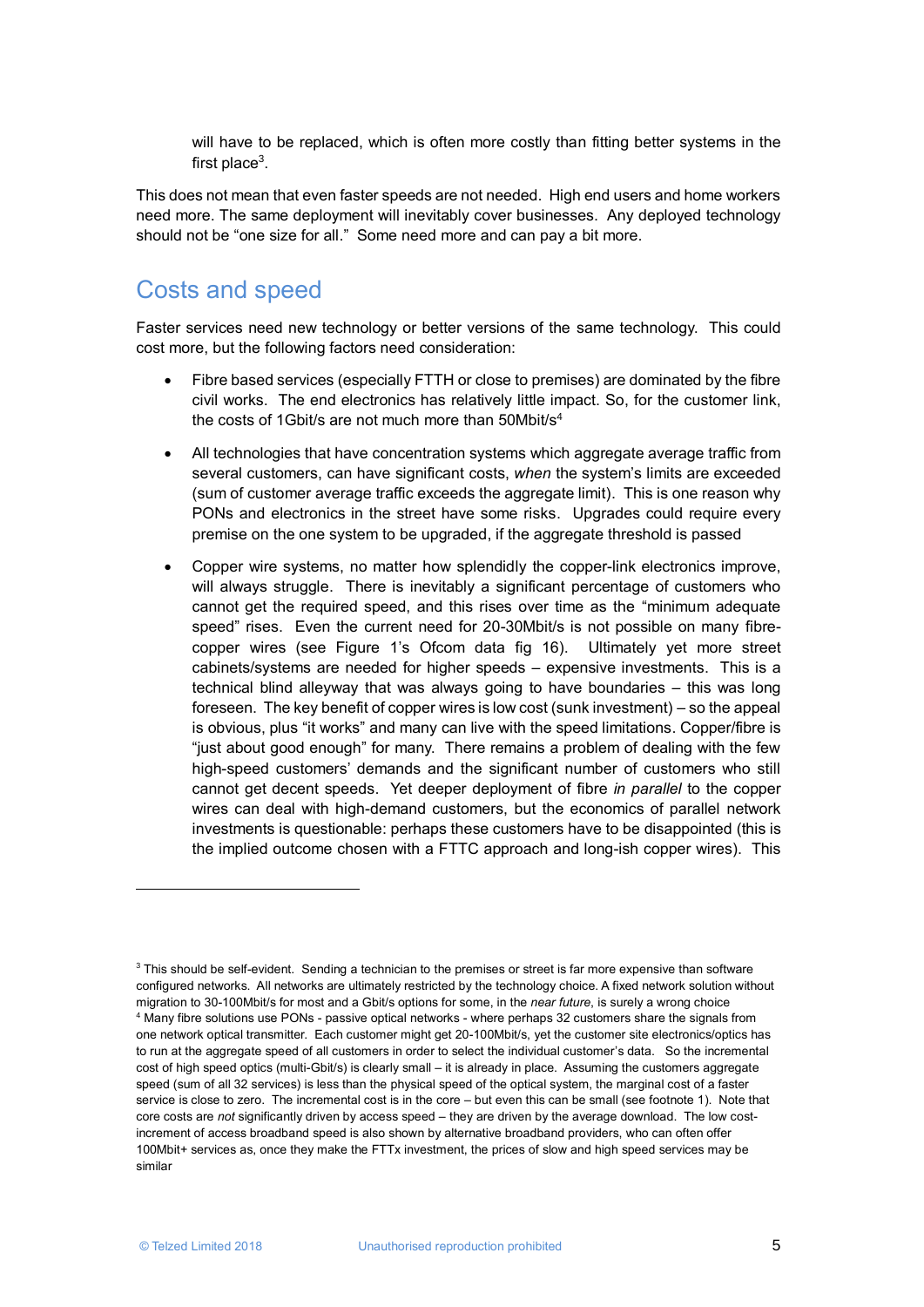will have to be replaced, which is often more costly than fitting better systems in the first place[3].

This does not mean that even faster speeds are not needed. High end users and home workers need more. The same deployment will inevitably cover businesses. Any deployed technology should not be "one size for all." Some need more and can pay a bit more.

## Costs and speed

Faster services need new technology or better versions of the same technology. This could cost more, but the following factors need consideration:

- Fibre based services (especially FTTH or close to premises) are dominated by the fibre civil works. The end electronics has relatively little impact. So, for the customer link, the costs of 1Gbit/s are not much more than 50Mbit/s[4]
- All technologies that have concentration systems which aggregate average traffic from several customers, can have significant costs, *when* the system's limits are exceeded (sum of customer average traffic exceeds the aggregate limit). This is one reason why PONs and electronics in the street have some risks. Upgrades could require every premise on the one system to be upgraded, if the aggregate threshold is passed
- Copper wire systems, no matter how splendidly the copper-link electronics improve, will always struggle. There is inevitably a significant percentage of customers who cannot get the required speed, and this rises over time as the "minimum adequate speed" rises. Even the current need for 20-30Mbit/s is not possible on many fibre-copper wires (see Figure 1's Ofcom data fig 16). Ultimately yet more street cabinets/systems are needed for higher speeds – expensive investments. This is a technical blind alleyway that was always going to have boundaries – this was long foreseen. The key benefit of copper wires is low cost (sunk investment) – so the appeal is obvious, plus "it works" and many can live with the speed limitations. Copper/fibre is "just about good enough" for many. There remains a problem of dealing with the few high-speed customers' demands and the significant number of customers who still cannot get decent speeds. Yet deeper deployment of fibre *in parallel* to the copper wires can deal with high-demand customers, but the economics of parallel network investments is questionable: perhaps these customers have to be disappointed (this is the implied outcome chosen with a FTTC approach and long-ish copper wires). This

---

[3] This should be self-evident. Sending a technician to the premises or street is far more expensive than software configured networks. All networks are ultimately restricted by the technology choice. A fixed network solution without migration to 30-100Mbit/s for most and a Gbit/s options for some, in the *near future*, is surely a wrong choice

[4] Many fibre solutions use PONs - passive optical networks - where perhaps 32 customers share the signals from one network optical transmitter. Each customer might get 20-100Mbit/s, yet the customer site electronics/optics has to run at the aggregate speed of all customers in order to select the individual customer's data. So the incremental cost of high speed optics (multi-Gbit/s) is clearly small – it is already in place. Assuming the customers aggregate speed (sum of all 32 services) is less than the physical speed of the optical system, the marginal cost of a faster service is close to zero. The incremental cost is in the core – but even this can be small (see footnote 1). Note that core costs are *not* significantly driven by access speed – they are driven by the average download. The low cost-increment of access broadband speed is also shown by alternative broadband providers, who can often offer 100Mbit+ services as, once they make the FTTx investment, the prices of slow and high speed services may be similar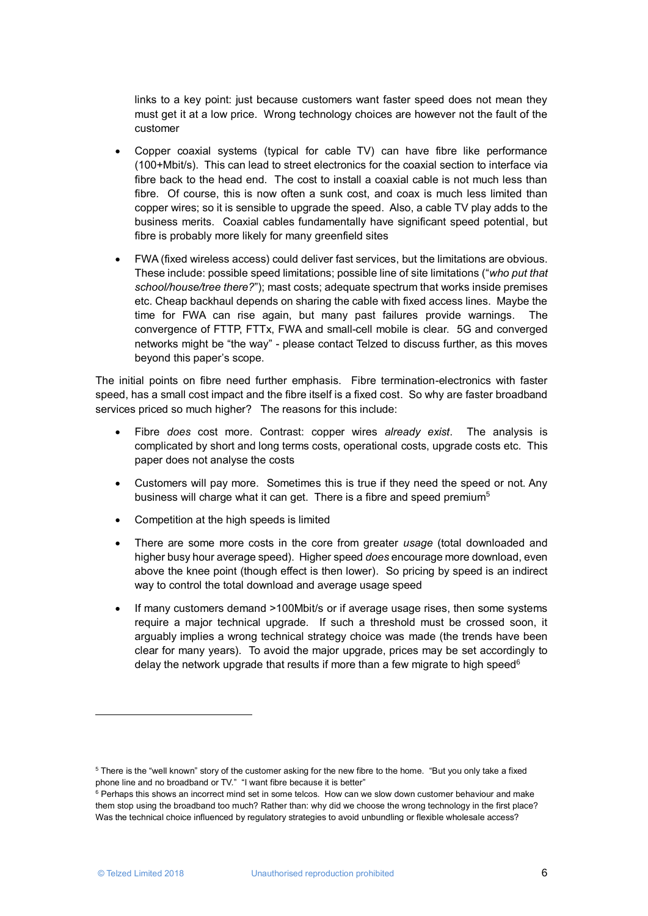links to a key point: just because customers want faster speed does not mean they must get it at a low price. Wrong technology choices are however not the fault of the customer

- Copper coaxial systems (typical for cable TV) can have fibre like performance (100+Mbit/s). This can lead to street electronics for the coaxial section to interface via fibre back to the head end. The cost to install a coaxial cable is not much less than fibre. Of course, this is now often a sunk cost, and coax is much less limited than copper wires; so it is sensible to upgrade the speed. Also, a cable TV play adds to the business merits. Coaxial cables fundamentally have significant speed potential, but fibre is probably more likely for many greenfield sites

- FWA (fixed wireless access) could deliver fast services, but the limitations are obvious. These include: possible speed limitations; possible line of site limitations ("*who put that school/house/tree there?*"); mast costs; adequate spectrum that works inside premises etc. Cheap backhaul depends on sharing the cable with fixed access lines. Maybe the time for FWA can rise again, but many past failures provide warnings. The convergence of FTTP, FTTx, FWA and small-cell mobile is clear. 5G and converged networks might be "the way" - please contact Telzed to discuss further, as this moves beyond this paper's scope.

The initial points on fibre need further emphasis. Fibre termination-electronics with faster speed, has a small cost impact and the fibre itself is a fixed cost. So why are faster broadband services priced so much higher? The reasons for this include:

- Fibre *does* cost more. Contrast: copper wires *already exist*. The analysis is complicated by short and long terms costs, operational costs, upgrade costs etc. This paper does not analyse the costs

- Customers will pay more. Sometimes this is true if they need the speed or not. Any business will charge what it can get. There is a fibre and speed premium[5]

- Competition at the high speeds is limited

- There are some more costs in the core from greater *usage* (total downloaded and higher busy hour average speed). Higher speed *does* encourage more download, even above the knee point (though effect is then lower). So pricing by speed is an indirect way to control the total download and average usage speed

- If many customers demand >100Mbit/s or if average usage rises, then some systems require a major technical upgrade. If such a threshold must be crossed soon, it arguably implies a wrong technical strategy choice was made (the trends have been clear for many years). To avoid the major upgrade, prices may be set accordingly to delay the network upgrade that results if more than a few migrate to high speed[6]

---

[5] There is the "well known" story of the customer asking for the new fibre to the home. "But you only take a fixed phone line and no broadband or TV." "I want fibre because it is better"

[6] Perhaps this shows an incorrect mind set in some telcos. How can we slow down customer behaviour and make them stop using the broadband too much? Rather than: why did we choose the wrong technology in the first place? Was the technical choice influenced by regulatory strategies to avoid unbundling or flexible wholesale access?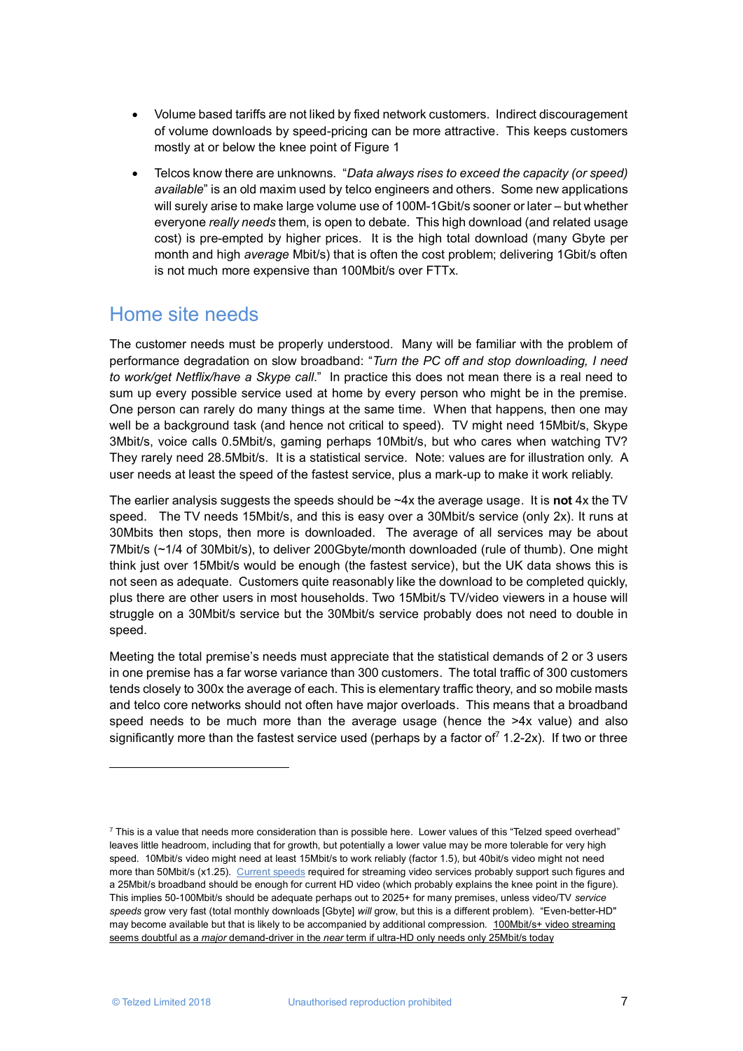- Volume based tariffs are not liked by fixed network customers. Indirect discouragement of volume downloads by speed-pricing can be more attractive. This keeps customers mostly at or below the knee point of Figure 1
- Telcos know there are unknowns. "*Data always rises to exceed the capacity (or speed) available*" is an old maxim used by telco engineers and others. Some new applications will surely arise to make large volume use of 100M-1Gbit/s sooner or later – but whether everyone *really needs* them, is open to debate. This high download (and related usage cost) is pre-empted by higher prices. It is the high total download (many Gbyte per month and high *average* Mbit/s) that is often the cost problem; delivering 1Gbit/s often is not much more expensive than 100Mbit/s over FTTx.

## Home site needs

The customer needs must be properly understood. Many will be familiar with the problem of performance degradation on slow broadband: "*Turn the PC off and stop downloading, I need to work/get Netflix/have a Skype call*." In practice this does not mean there is a real need to sum up every possible service used at home by every person who might be in the premise. One person can rarely do many things at the same time. When that happens, then one may well be a background task (and hence not critical to speed). TV might need 15Mbit/s, Skype 3Mbit/s, voice calls 0.5Mbit/s, gaming perhaps 10Mbit/s, but who cares when watching TV? They rarely need 28.5Mbit/s. It is a statistical service. Note: values are for illustration only. A user needs at least the speed of the fastest service, plus a mark-up to make it work reliably.

The earlier analysis suggests the speeds should be ~4x the average usage. It is **not** 4x the TV speed. The TV needs 15Mbit/s, and this is easy over a 30Mbit/s service (only 2x). It runs at 30Mbits then stops, then more is downloaded. The average of all services may be about 7Mbit/s (~1/4 of 30Mbit/s), to deliver 200Gbyte/month downloaded (rule of thumb). One might think just over 15Mbit/s would be enough (the fastest service), but the UK data shows this is not seen as adequate. Customers quite reasonably like the download to be completed quickly, plus there are other users in most households. Two 15Mbit/s TV/video viewers in a house will struggle on a 30Mbit/s service but the 30Mbit/s service probably does not need to double in speed.

Meeting the total premise's needs must appreciate that the statistical demands of 2 or 3 users in one premise has a far worse variance than 300 customers. The total traffic of 300 customers tends closely to 300x the average of each. This is elementary traffic theory, and so mobile masts and telco core networks should not often have major overloads. This means that a broadband speed needs to be much more than the average usage (hence the >4x value) and also significantly more than the fastest service used (perhaps by a factor of[7] 1.2-2x). If two or three

---

[7] This is a value that needs more consideration than is possible here. Lower values of this "Telzed speed overhead" leaves little headroom, including that for growth, but potentially a lower value may be more tolerable for very high speed. 10Mbit/s video might need at least 15Mbit/s to work reliably (factor 1.5), but 40bit/s video might not need more than 50Mbit/s (x1.25). Current speeds required for streaming video services probably support such figures and a 25Mbit/s broadband should be enough for current HD video (which probably explains the knee point in the figure). This implies 50-100Mbit/s should be adequate perhaps out to 2025+ for many premises, unless video/TV *service speeds* grow very fast (total monthly downloads [Gbyte] *will* grow, but this is a different problem). "Even-better-HD" may become available but that is likely to be accompanied by additional compression. 100Mbit/s+ video streaming seems doubtful as a *major* demand-driver in the *near* term if ultra-HD only needs only 25Mbit/s today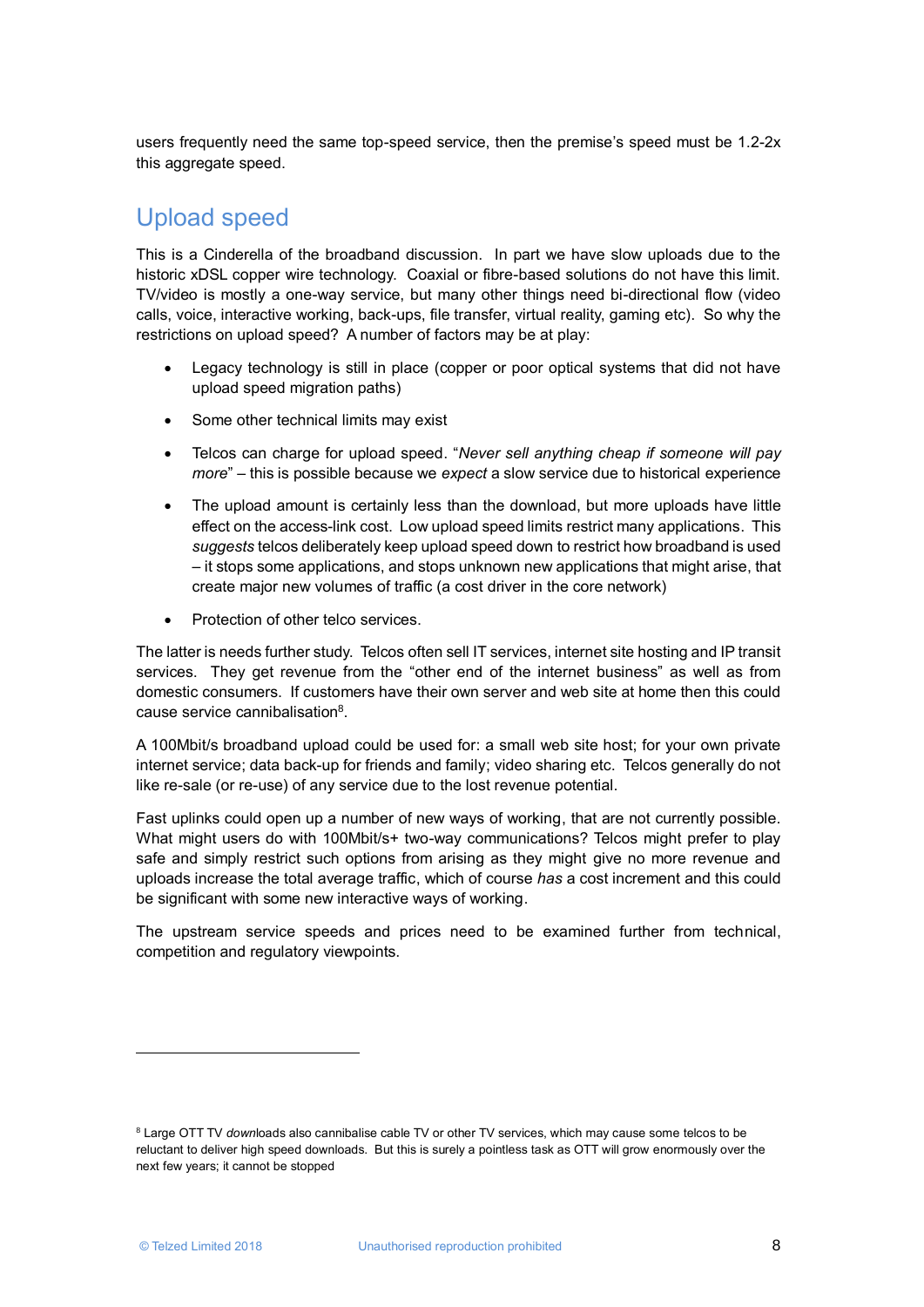users frequently need the same top-speed service, then the premise's speed must be 1.2-2x this aggregate speed.

## Upload speed

This is a Cinderella of the broadband discussion. In part we have slow uploads due to the historic xDSL copper wire technology. Coaxial or fibre-based solutions do not have this limit. TV/video is mostly a one-way service, but many other things need bi-directional flow (video calls, voice, interactive working, back-ups, file transfer, virtual reality, gaming etc). So why the restrictions on upload speed? A number of factors may be at play:

- Legacy technology is still in place (copper or poor optical systems that did not have upload speed migration paths)
- Some other technical limits may exist
- Telcos can charge for upload speed. "*Never sell anything cheap if someone will pay more*" – this is possible because we *expect* a slow service due to historical experience
- The upload amount is certainly less than the download, but more uploads have little effect on the access-link cost. Low upload speed limits restrict many applications. This *suggests* telcos deliberately keep upload speed down to restrict how broadband is used – it stops some applications, and stops unknown new applications that might arise, that create major new volumes of traffic (a cost driver in the core network)
- Protection of other telco services.

The latter is needs further study. Telcos often sell IT services, internet site hosting and IP transit services. They get revenue from the "other end of the internet business" as well as from domestic consumers. If customers have their own server and web site at home then this could cause service cannibalisation[8].

A 100Mbit/s broadband upload could be used for: a small web site host; for your own private internet service; data back-up for friends and family; video sharing etc. Telcos generally do not like re-sale (or re-use) of any service due to the lost revenue potential.

Fast uplinks could open up a number of new ways of working, that are not currently possible. What might users do with 100Mbit/s+ two-way communications? Telcos might prefer to play safe and simply restrict such options from arising as they might give no more revenue and uploads increase the total average traffic, which of course *has* a cost increment and this could be significant with some new interactive ways of working.

The upstream service speeds and prices need to be examined further from technical, competition and regulatory viewpoints.

[8] Large OTT TV *down*loads also cannibalise cable TV or other TV services, which may cause some telcos to be reluctant to deliver high speed downloads. But this is surely a pointless task as OTT will grow enormously over the next few years; it cannot be stopped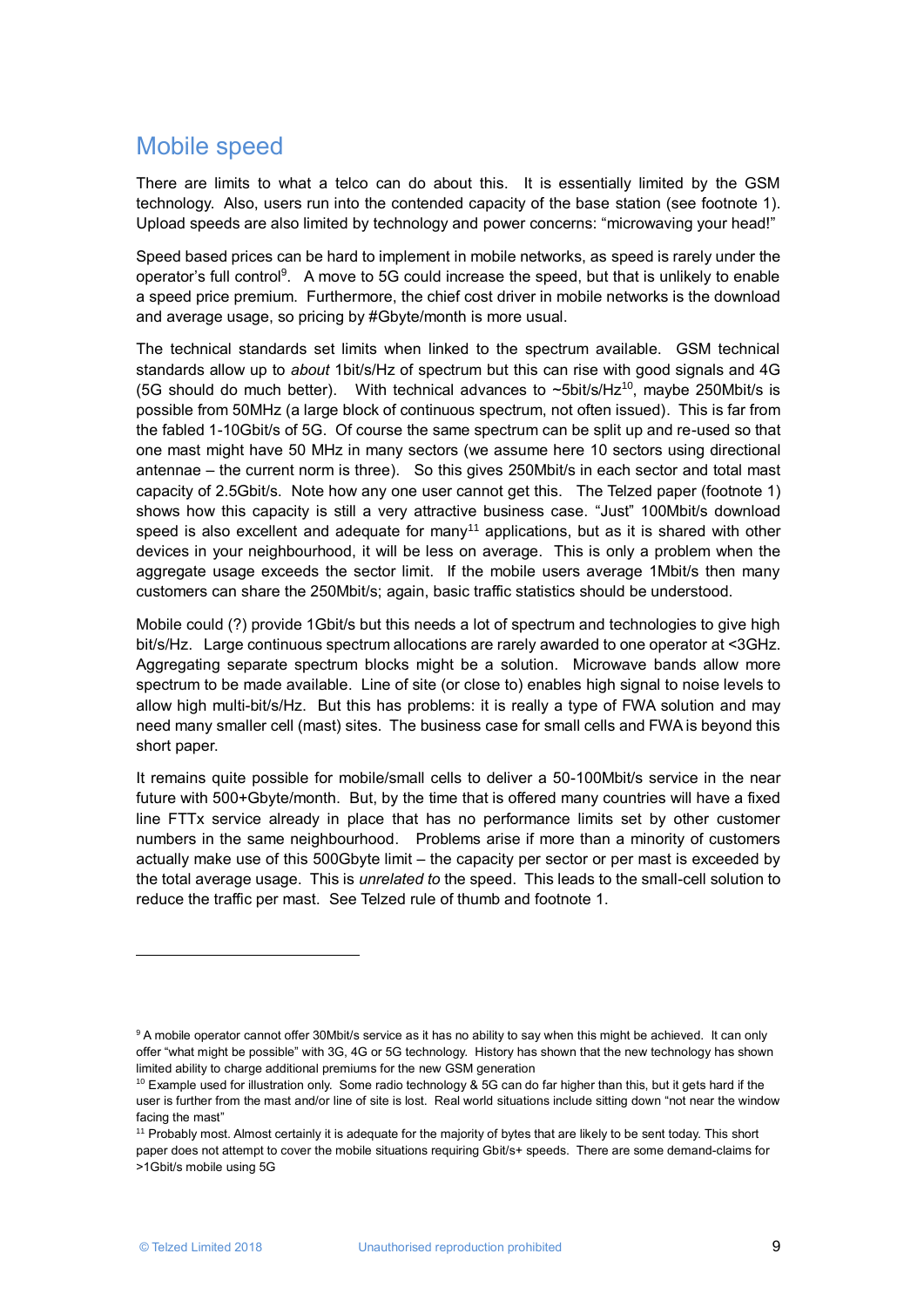## Mobile speed

There are limits to what a telco can do about this. It is essentially limited by the GSM technology. Also, users run into the contended capacity of the base station (see footnote 1). Upload speeds are also limited by technology and power concerns: "microwaving your head!"

Speed based prices can be hard to implement in mobile networks, as speed is rarely under the operator's full control[9]. A move to 5G could increase the speed, but that is unlikely to enable a speed price premium. Furthermore, the chief cost driver in mobile networks is the download and average usage, so pricing by #Gbyte/month is more usual.

The technical standards set limits when linked to the spectrum available. GSM technical standards allow up to *about* 1bit/s/Hz of spectrum but this can rise with good signals and 4G (5G should do much better). With technical advances to ~5bit/s/Hz[10], maybe 250Mbit/s is possible from 50MHz (a large block of continuous spectrum, not often issued). This is far from the fabled 1-10Gbit/s of 5G. Of course the same spectrum can be split up and re-used so that one mast might have 50 MHz in many sectors (we assume here 10 sectors using directional antennae – the current norm is three). So this gives 250Mbit/s in each sector and total mast capacity of 2.5Gbit/s. Note how any one user cannot get this. The Telzed paper (footnote 1) shows how this capacity is still a very attractive business case. "Just" 100Mbit/s download speed is also excellent and adequate for many[11] applications, but as it is shared with other devices in your neighbourhood, it will be less on average. This is only a problem when the aggregate usage exceeds the sector limit. If the mobile users average 1Mbit/s then many customers can share the 250Mbit/s; again, basic traffic statistics should be understood.

Mobile could (?) provide 1Gbit/s but this needs a lot of spectrum and technologies to give high bit/s/Hz. Large continuous spectrum allocations are rarely awarded to one operator at <3GHz. Aggregating separate spectrum blocks might be a solution. Microwave bands allow more spectrum to be made available. Line of site (or close to) enables high signal to noise levels to allow high multi-bit/s/Hz. But this has problems: it is really a type of FWA solution and may need many smaller cell (mast) sites. The business case for small cells and FWA is beyond this short paper.

It remains quite possible for mobile/small cells to deliver a 50-100Mbit/s service in the near future with 500+Gbyte/month. But, by the time that is offered many countries will have a fixed line FTTx service already in place that has no performance limits set by other customer numbers in the same neighbourhood. Problems arise if more than a minority of customers actually make use of this 500Gbyte limit – the capacity per sector or per mast is exceeded by the total average usage. This is *unrelated to* the speed. This leads to the small-cell solution to reduce the traffic per mast. See Telzed rule of thumb and footnote 1.

---

[9] A mobile operator cannot offer 30Mbit/s service as it has no ability to say when this might be achieved. It can only offer "what might be possible" with 3G, 4G or 5G technology. History has shown that the new technology has shown limited ability to charge additional premiums for the new GSM generation

[10] Example used for illustration only. Some radio technology & 5G can do far higher than this, but it gets hard if the user is further from the mast and/or line of site is lost. Real world situations include sitting down "not near the window facing the mast"

[11] Probably most. Almost certainly it is adequate for the majority of bytes that are likely to be sent today. This short paper does not attempt to cover the mobile situations requiring Gbit/s+ speeds. There are some demand-claims for >1Gbit/s mobile using 5G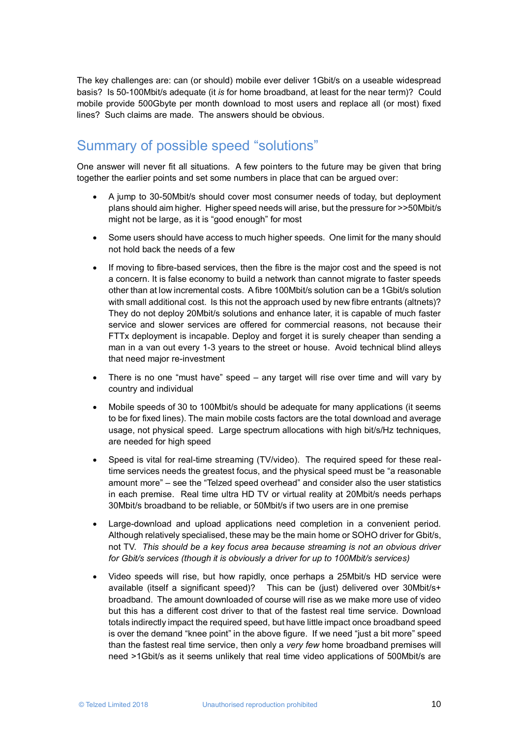The key challenges are: can (or should) mobile ever deliver 1Gbit/s on a useable widespread basis? Is 50-100Mbit/s adequate (it *is* for home broadband, at least for the near term)? Could mobile provide 500Gbyte per month download to most users and replace all (or most) fixed lines? Such claims are made. The answers should be obvious.

## Summary of possible speed "solutions"

One answer will never fit all situations. A few pointers to the future may be given that bring together the earlier points and set some numbers in place that can be argued over:

- A jump to 30-50Mbit/s should cover most consumer needs of today, but deployment plans should aim higher. Higher speed needs will arise, but the pressure for >>50Mbit/s might not be large, as it is "good enough" for most
- Some users should have access to much higher speeds. One limit for the many should not hold back the needs of a few
- If moving to fibre-based services, then the fibre is the major cost and the speed is not a concern. It is false economy to build a network than cannot migrate to faster speeds other than at low incremental costs. A fibre 100Mbit/s solution can be a 1Gbit/s solution with small additional cost. Is this not the approach used by new fibre entrants (altnets)? They do not deploy 20Mbit/s solutions and enhance later, it is capable of much faster service and slower services are offered for commercial reasons, not because their FTTx deployment is incapable. Deploy and forget it is surely cheaper than sending a man in a van out every 1-3 years to the street or house. Avoid technical blind alleys that need major re-investment
- There is no one "must have" speed – any target will rise over time and will vary by country and individual
- Mobile speeds of 30 to 100Mbit/s should be adequate for many applications (it seems to be for fixed lines). The main mobile costs factors are the total download and average usage, not physical speed. Large spectrum allocations with high bit/s/Hz techniques, are needed for high speed
- Speed is vital for real-time streaming (TV/video). The required speed for these real-time services needs the greatest focus, and the physical speed must be "a reasonable amount more" – see the "Telzed speed overhead" and consider also the user statistics in each premise. Real time ultra HD TV or virtual reality at 20Mbit/s needs perhaps 30Mbit/s broadband to be reliable, or 50Mbit/s if two users are in one premise
- Large-download and upload applications need completion in a convenient period. Although relatively specialised, these may be the main home or SOHO driver for Gbit/s, not TV. *This should be a key focus area because streaming is not an obvious driver for Gbit/s services (though it is obviously a driver for up to 100Mbit/s services)*
- Video speeds will rise, but how rapidly, once perhaps a 25Mbit/s HD service were available (itself a significant speed)? This can be (just) delivered over 30Mbit/s+ broadband. The amount downloaded of course will rise as we make more use of video but this has a different cost driver to that of the fastest real time service. Download totals indirectly impact the required speed, but have little impact once broadband speed is over the demand "knee point" in the above figure. If we need "just a bit more" speed than the fastest real time service, then only a *very few* home broadband premises will need >1Gbit/s as it seems unlikely that real time video applications of 500Mbit/s are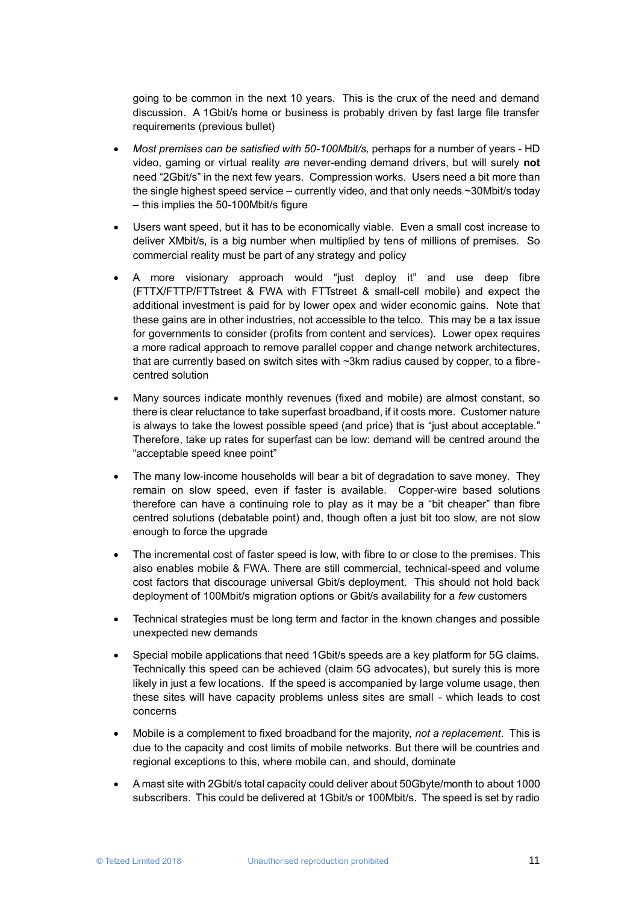going to be common in the next 10 years. This is the crux of the need and demand discussion. A 1Gbit/s home or business is probably driven by fast large file transfer requirements (previous bullet)

- *Most premises can be satisfied with 50-100Mbit/s,* perhaps for a number of years - HD video, gaming or virtual reality *are* never-ending demand drivers, but will surely **not** need "2Gbit/s" in the next few years. Compression works. Users need a bit more than the single highest speed service – currently video, and that only needs ~30Mbit/s today – this implies the 50-100Mbit/s figure

- Users want speed, but it has to be economically viable. Even a small cost increase to deliver XMbit/s, is a big number when multiplied by tens of millions of premises. So commercial reality must be part of any strategy and policy

- A more visionary approach would "just deploy it" and use deep fibre (FTTX/FTTP/FTTstreet & FWA with FTTstreet & small-cell mobile) and expect the additional investment is paid for by lower opex and wider economic gains. Note that these gains are in other industries, not accessible to the telco. This may be a tax issue for governments to consider (profits from content and services). Lower opex requires a more radical approach to remove parallel copper and change network architectures, that are currently based on switch sites with ~3km radius caused by copper, to a fibre-centred solution

- Many sources indicate monthly revenues (fixed and mobile) are almost constant, so there is clear reluctance to take superfast broadband, if it costs more. Customer nature is always to take the lowest possible speed (and price) that is "just about acceptable." Therefore, take up rates for superfast can be low: demand will be centred around the "acceptable speed knee point"

- The many low-income households will bear a bit of degradation to save money. They remain on slow speed, even if faster is available. Copper-wire based solutions therefore can have a continuing role to play as it may be a "bit cheaper" than fibre centred solutions (debatable point) and, though often a just bit too slow, are not slow enough to force the upgrade

- The incremental cost of faster speed is low, with fibre to or close to the premises. This also enables mobile & FWA. There are still commercial, technical-speed and volume cost factors that discourage universal Gbit/s deployment. This should not hold back deployment of 100Mbit/s migration options or Gbit/s availability for a *few* customers

- Technical strategies must be long term and factor in the known changes and possible unexpected new demands

- Special mobile applications that need 1Gbit/s speeds are a key platform for 5G claims. Technically this speed can be achieved (claim 5G advocates), but surely this is more likely in just a few locations. If the speed is accompanied by large volume usage, then these sites will have capacity problems unless sites are small - which leads to cost concerns

- Mobile is a complement to fixed broadband for the majority, *not a replacement*. This is due to the capacity and cost limits of mobile networks. But there will be countries and regional exceptions to this, where mobile can, and should, dominate

- A mast site with 2Gbit/s total capacity could deliver about 50Gbyte/month to about 1000 subscribers. This could be delivered at 1Gbit/s or 100Mbit/s. The speed is set by radio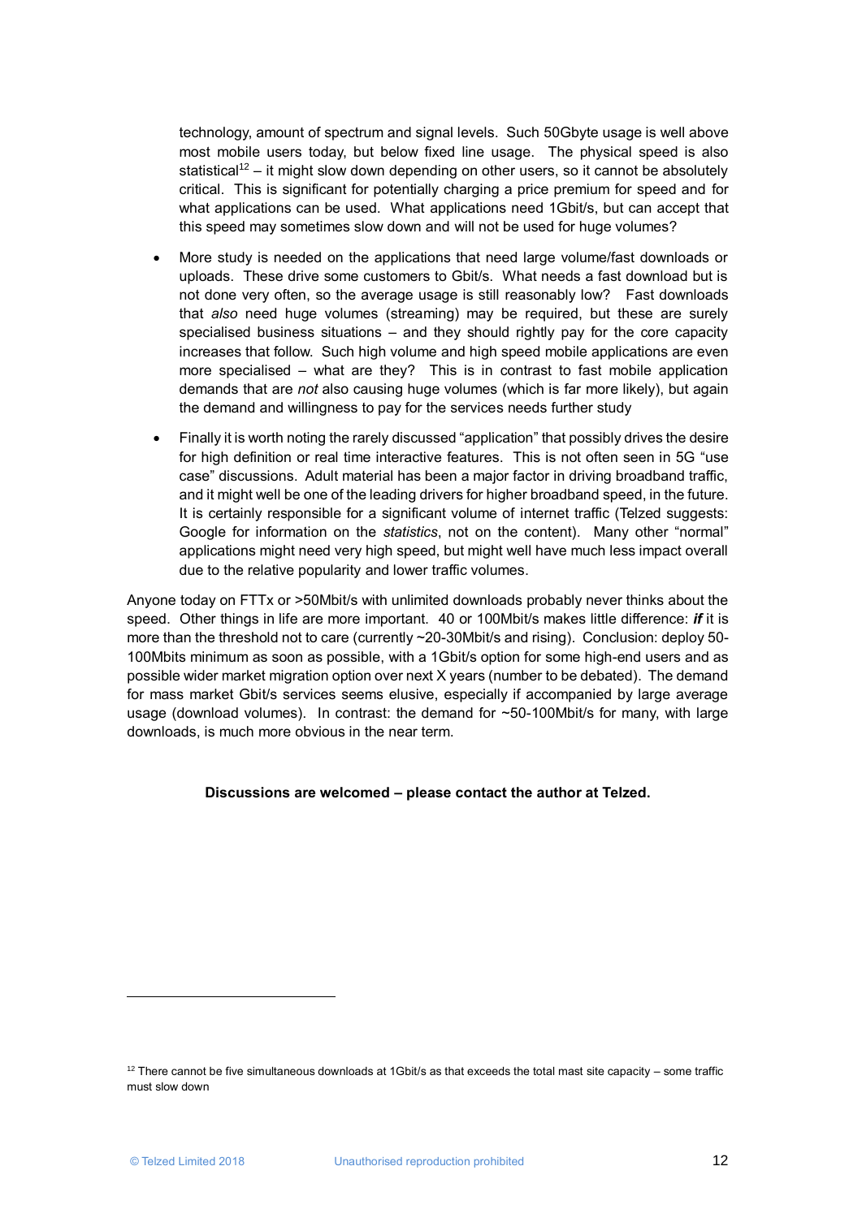technology, amount of spectrum and signal levels. Such 50Gbyte usage is well above most mobile users today, but below fixed line usage. The physical speed is also statistical[12] – it might slow down depending on other users, so it cannot be absolutely critical. This is significant for potentially charging a price premium for speed and for what applications can be used. What applications need 1Gbit/s, but can accept that this speed may sometimes slow down and will not be used for huge volumes?

- More study is needed on the applications that need large volume/fast downloads or uploads. These drive some customers to Gbit/s. What needs a fast download but is not done very often, so the average usage is still reasonably low? Fast downloads that *also* need huge volumes (streaming) may be required, but these are surely specialised business situations – and they should rightly pay for the core capacity increases that follow. Such high volume and high speed mobile applications are even more specialised – what are they? This is in contrast to fast mobile application demands that are *not* also causing huge volumes (which is far more likely), but again the demand and willingness to pay for the services needs further study

- Finally it is worth noting the rarely discussed "application" that possibly drives the desire for high definition or real time interactive features. This is not often seen in 5G "use case" discussions. Adult material has been a major factor in driving broadband traffic, and it might well be one of the leading drivers for higher broadband speed, in the future. It is certainly responsible for a significant volume of internet traffic (Telzed suggests: Google for information on the *statistics*, not on the content). Many other "normal" applications might need very high speed, but might well have much less impact overall due to the relative popularity and lower traffic volumes.

Anyone today on FTTx or >50Mbit/s with unlimited downloads probably never thinks about the speed. Other things in life are more important. 40 or 100Mbit/s makes little difference: ***if*** it is more than the threshold not to care (currently ~20-30Mbit/s and rising). Conclusion: deploy 50-100Mbits minimum as soon as possible, with a 1Gbit/s option for some high-end users and as possible wider market migration option over next X years (number to be debated). The demand for mass market Gbit/s services seems elusive, especially if accompanied by large average usage (download volumes). In contrast: the demand for ~50-100Mbit/s for many, with large downloads, is much more obvious in the near term.

**Discussions are welcomed – please contact the author at Telzed.**

[12] There cannot be five simultaneous downloads at 1Gbit/s as that exceeds the total mast site capacity – some traffic must slow down